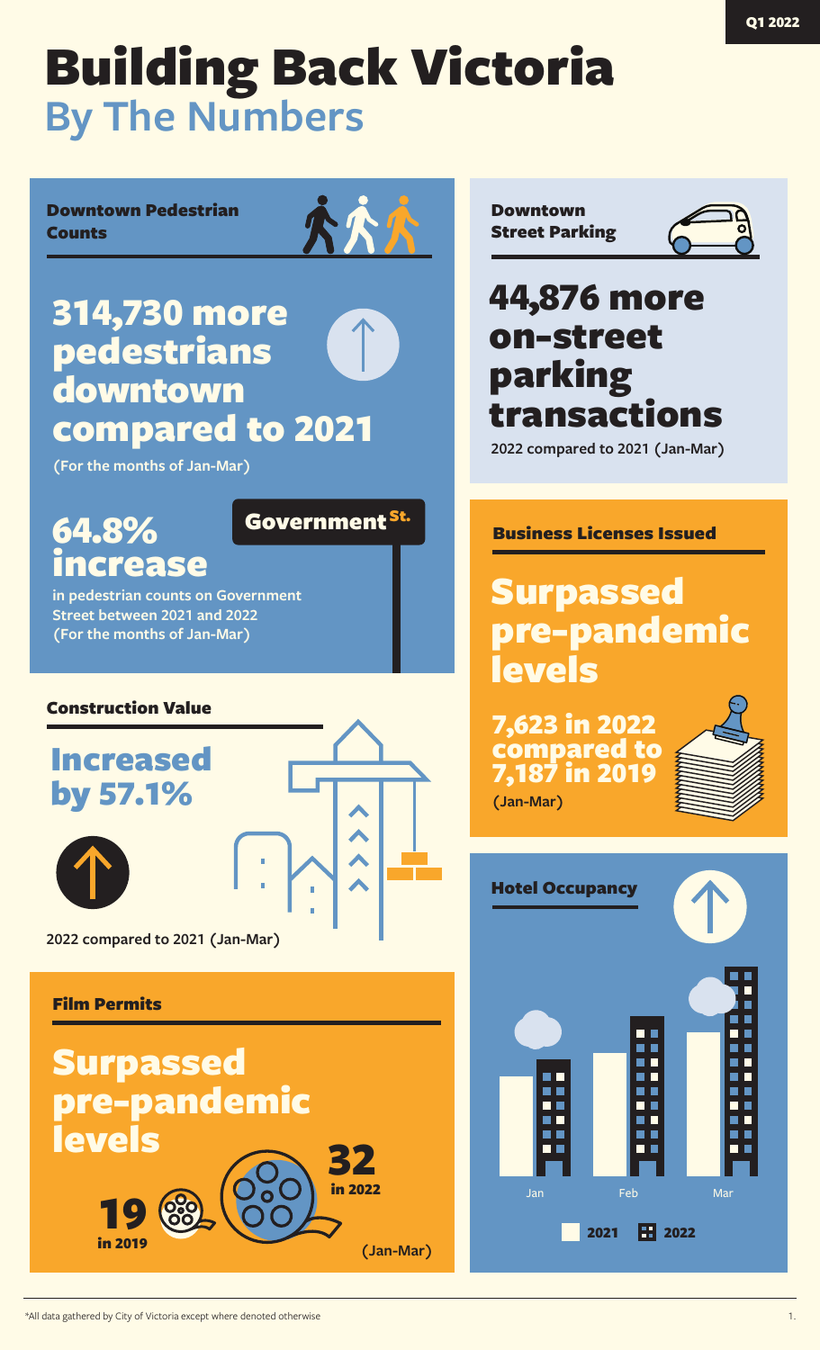Q1 2022

# Building Back Victoria

## By The Numbers

### Downtown Pedestrian Counts

**314,730 more pedestrians downtown compared to 2021**

(For the months of Jan-Mar)

Government St.

**64.8% increase**

in pedestrian counts on Government Street between 2021 and 2022 (For the months of Jan-Mar)

### Construction Value

**Increased by 57.1%**

2022 compared to 2021 (Jan-Mar)

### Film Permits

**Surpassed pre-pandemic levels**

**19** in 2019

**32** in 2022

(Jan-Mar)

### Downtown Street Parking

**44,876 more on-street parking transactions**

2022 compared to 2021 (Jan-Mar)

### Business Licenses Issued

**Surpassed pre-pandemic levels**

**7,623 in 2022 compared to 7,187 in 2019**

(Jan-Mar)

### Hotel Occupancy

Jan Feb Mar

2021 2022

*All data gathered by City of Victoria except where denoted otherwise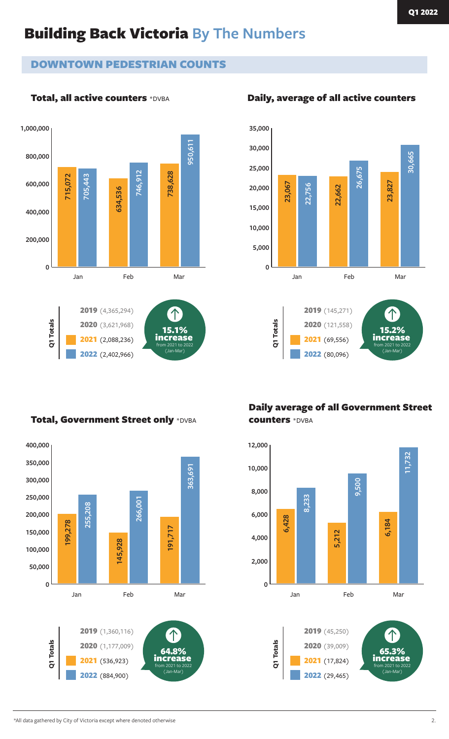# Building Back Victoria By The Numbers

Q1 2022

## DOWNTOWN PEDESTRIAN COUNTS

### Total, all active counters *DVBA

| | 2021 | 2022 |
|---|---|---|
| Jan | 715,072 | 705,443 |
| Feb | 634,536 | 746,912 |
| Mar | 738,628 | 950,611 |

**Q1 Totals**

- **2019** (4,365,294)
- **2020** (3,621,968)
- **2021** (2,088,236)
- **2022** (2,402,966)

**15.1% increase** from 2021 to 2022 (Jan-Mar)

### Daily, average of all active counters

| | 2021 | 2022 |
|---|---|---|
| Jan | 23,067 | 22,756 |
| Feb | 22,662 | 26,675 |
| Mar | 23,827 | 30,665 |

**Q1 Totals**

- **2019** (145,271)
- **2020** (121,558)
- **2021** (69,556)
- **2022** (80,096)

**15.2% increase** from 2021 to 2022 (Jan-Mar)

### Total, Government Street only *DVBA

| | 2021 | 2022 |
|---|---|---|
| Jan | 199,278 | 255,208 |
| Feb | 145,928 | 266,001 |
| Mar | 191,717 | 363,691 |

**Q1 Totals**

- **2019** (1,360,116)
- **2020** (1,177,009)
- **2021** (536,923)
- **2022** (884,900)

**64.8% increase** from 2021 to 2022 (Jan-Mar)

### Daily average of all Government Street counters *DVBA

| | 2021 | 2022 |
|---|---|---|
| Jan | 6,428 | 8,233 |
| Feb | 5,212 | 9,500 |
| Mar | 6,184 | 11,732 |

**Q1 Totals**

- **2019** (45,250)
- **2020** (39,009)
- **2021** (17,824)
- **2022** (29,465)

**65.3% increase** from 2021 to 2022 (Jan-Mar)

*All data gathered by City of Victoria except where denoted otherwise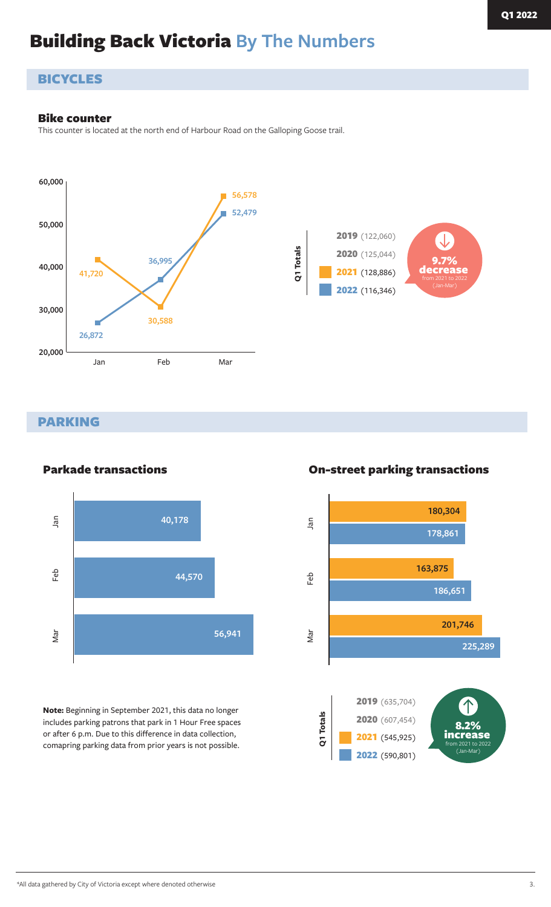# Building Back Victoria By The Numbers

Q1 2022

## BICYCLES

### Bike counter

This counter is located at the north end of Harbour Road on the Galloping Goose trail.

| Month | 2021 | 2022 |
|---|---|---|
| Jan | 41,720 | 26,872 |
| Feb | 30,588 | 36,995 |
| Mar | 56,578 | 52,479 |

**Q1 Totals**

- **2019** (122,060)
- **2020** (125,044)
- **2021** (128,886)
- **2022** (116,346)

**9.7% decrease** from 2021 to 2022 (Jan-Mar)

## PARKING

### Parkade transactions

| Month | Transactions |
|---|---|
| Jan | 40,178 |
| Feb | 44,570 |
| Mar | 56,941 |

**Note:** Beginning in September 2021, this data no longer includes parking patrons that park in 1 Hour Free spaces or after 6 p.m. Due to this difference in data collection, comapring parking data from prior years is not possible.

### On-street parking transactions

| Month | 2021 | 2022 |
|---|---|---|
| Jan | 180,304 | 178,861 |
| Feb | 163,875 | 186,651 |
| Mar | 201,746 | 225,289 |

**Q1 Totals**

- **2019** (635,704)
- **2020** (607,454)
- **2021** (545,925)
- **2022** (590,801)

**8.2% increase** from 2021 to 2022 (Jan-Mar)

*All data gathered by City of Victoria except where denoted otherwise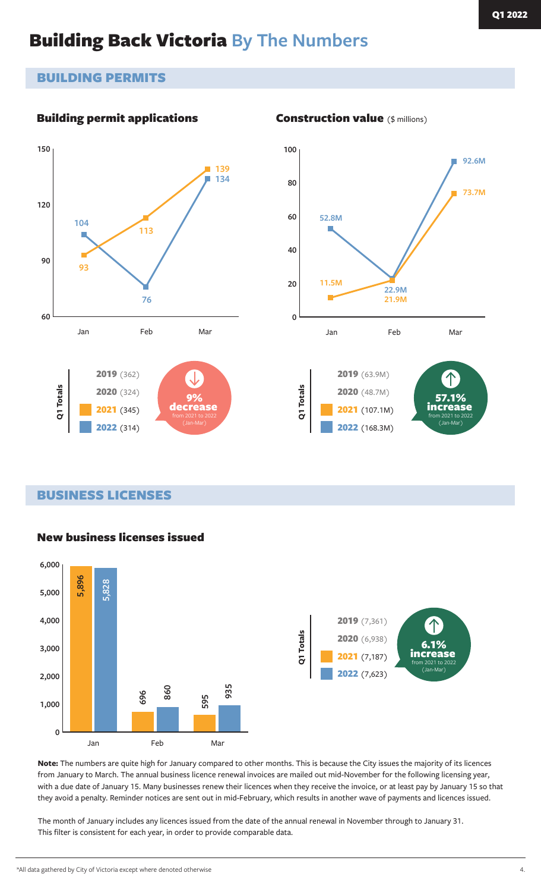Q1 2022

# Building Back Victoria By The Numbers

## BUILDING PERMITS

### Building permit applications

| Month | 2021 | 2022 |
|---|---|---|
| Jan | 93 | 104 |
| Feb | 113 | 76 |
| Mar | 139 | 134 |

**Q1 Totals**

- **2019** (362)
- **2020** (324)
- **2021** (345)
- **2022** (314)

**9% decrease** from 2021 to 2022 (Jan-Mar)

### Construction value ($ millions)

| Month | 2021 | 2022 |
|---|---|---|
| Jan | 11.5M | 52.8M |
| Feb | 21.9M | 22.9M |
| Mar | 73.7M | 92.6M |

**Q1 Totals**

- **2019** (63.9M)
- **2020** (48.7M)
- **2021** (107.1M)
- **2022** (168.3M)

**57.1% increase** from 2021 to 2022 (Jan-Mar)

## BUSINESS LICENSES

### New business licenses issued

| Month | 2021 | 2022 |
|---|---|---|
| Jan | 5,896 | 5,828 |
| Feb | 696 | 860 |
| Mar | 595 | 935 |

**Q1 Totals**

- **2019** (7,361)
- **2020** (6,938)
- **2021** (7,187)
- **2022** (7,623)

**6.1% increase** from 2021 to 2022 (Jan-Mar)

**Note:** The numbers are quite high for January compared to other months. This is because the City issues the majority of its licences from January to March. The annual business licence renewal invoices are mailed out mid-November for the following licensing year, with a due date of January 15. Many businesses renew their licences when they receive the invoice, or at least pay by January 15 so that they avoid a penalty. Reminder notices are sent out in mid-February, which results in another wave of payments and licences issued.

The month of January includes any licences issued from the date of the annual renewal in November through to January 31. This filter is consistent for each year, in order to provide comparable data.

*All data gathered by City of Victoria except where denoted otherwise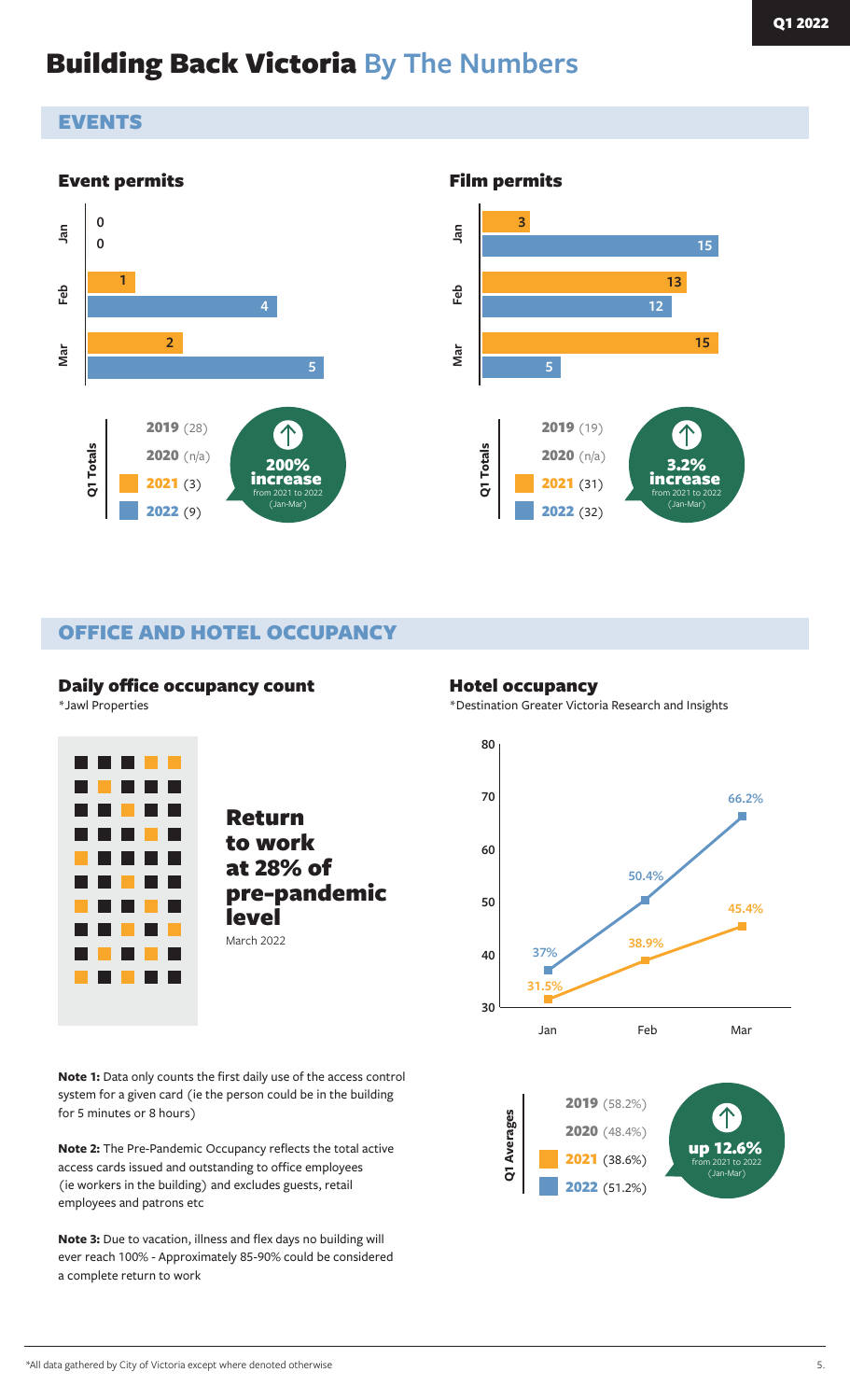Q1 2022

# Building Back Victoria By The Numbers

## EVENTS

### Event permits

Jan
0
0

Feb
1
4

Mar
2
5

Q1 Totals
2019 (28)
2020 (n/a)
2021 (3)
2022 (9)

200% increase
from 2021 to 2022 (Jan-Mar)

### Film permits

Jan
3
15

Feb
13
12

Mar
15
5

Q1 Totals
2019 (19)
2020 (n/a)
2021 (31)
2022 (32)

3.2% increase
from 2021 to 2022 (Jan-Mar)

## OFFICE AND HOTEL OCCUPANCY

### Daily office occupancy count

*Jawl Properties

**Return to work at 28% of pre-pandemic level**

March 2022

**Note 1:** Data only counts the first daily use of the access control system for a given card (ie the person could be in the building for 5 minutes or 8 hours)

**Note 2:** The Pre-Pandemic Occupancy reflects the total active access cards issued and outstanding to office employees (ie workers in the building) and excludes guests, retail employees and patrons etc

**Note 3:** Due to vacation, illness and flex days no building will ever reach 100% - Approximately 85-90% could be considered a complete return to work

### Hotel occupancy

*Destination Greater Victoria Research and Insights

80
70
60
50
40
30

Jan
Feb
Mar

37%
50.4%
66.2%

31.5%
38.9%
45.4%

Q1 Averages
2019 (58.2%)
2020 (48.4%)
2021 (38.6%)
2022 (51.2%)

up 12.6%
from 2021 to 2022 (Jan-Mar)

*All data gathered by City of Victoria except where denoted otherwise